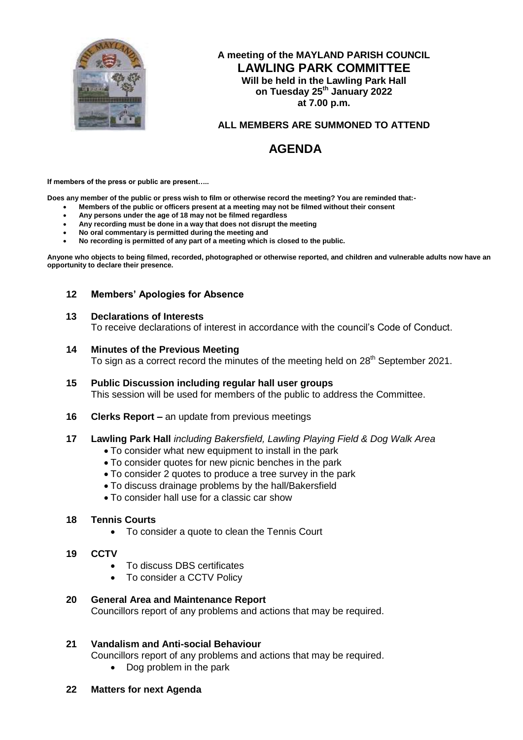**A meeting of the MAYLAND PARISH COUNCIL**

# LAWLING PARK COMMITTEE

**Will be held in the Lawling Park Hall**
**on Tuesday 25th January 2022**
**at 7.00 p.m.**

**ALL MEMBERS ARE SUMMONED TO ATTEND**

# AGENDA

**If members of the press or public are present…..**

**Does any member of the public or press wish to film or otherwise record the meeting? You are reminded that:-**

- **Members of the public or officers present at a meeting may not be filmed without their consent**
- **Any persons under the age of 18 may not be filmed regardless**
- **Any recording must be done in a way that does not disrupt the meeting**
- **No oral commentary is permitted during the meeting and**
- **No recording is permitted of any part of a meeting which is closed to the public.**

**Anyone who objects to being filmed, recorded, photographed or otherwise reported, and children and vulnerable adults now have an opportunity to declare their presence.**

**12 Members' Apologies for Absence**

**13 Declarations of Interests**
To receive declarations of interest in accordance with the council's Code of Conduct.

**14 Minutes of the Previous Meeting**
To sign as a correct record the minutes of the meeting held on 28th September 2021.

**15 Public Discussion including regular hall user groups**
This session will be used for members of the public to address the Committee.

**16 Clerks Report –** an update from previous meetings

**17 Lawling Park Hall** *including Bakersfield, Lawling Playing Field & Dog Walk Area*

- To consider what new equipment to install in the park
- To consider quotes for new picnic benches in the park
- To consider 2 quotes to produce a tree survey in the park
- To discuss drainage problems by the hall/Bakersfield
- To consider hall use for a classic car show

**18 Tennis Courts**

- To consider a quote to clean the Tennis Court

**19 CCTV**

- To discuss DBS certificates
- To consider a CCTV Policy

**20 General Area and Maintenance Report**
Councillors report of any problems and actions that may be required.

**21 Vandalism and Anti-social Behaviour**
Councillors report of any problems and actions that may be required.

- Dog problem in the park

**22 Matters for next Agenda**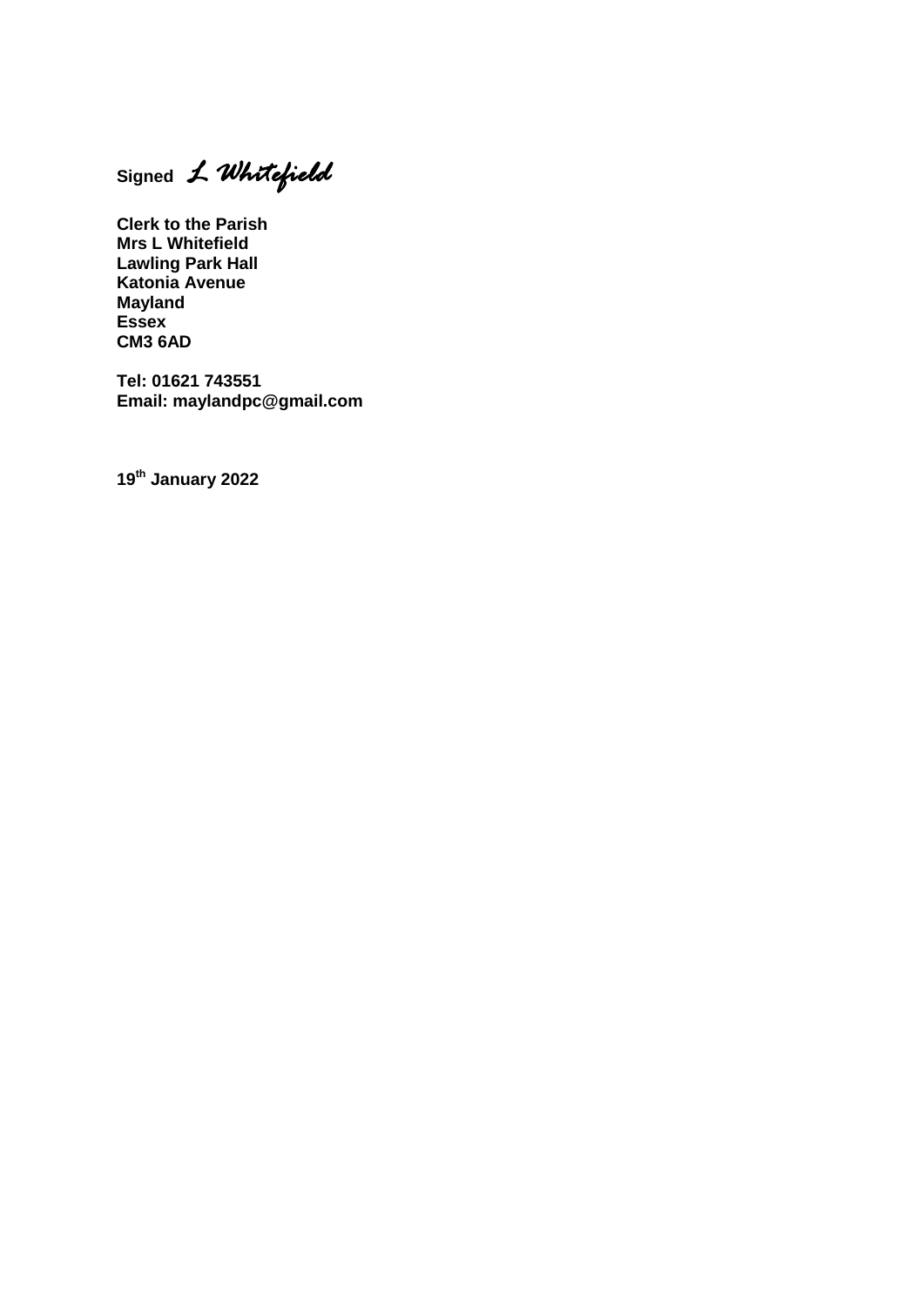**Signed** *L Whitefield*

**Clerk to the Parish**
**Mrs L Whitefield**
**Lawling Park Hall**
**Katonia Avenue**
**Mayland**
**Essex**
**CM3 6AD**

**Tel: 01621 743551**
**Email: maylandpc@gmail.com**

**19th January 2022**